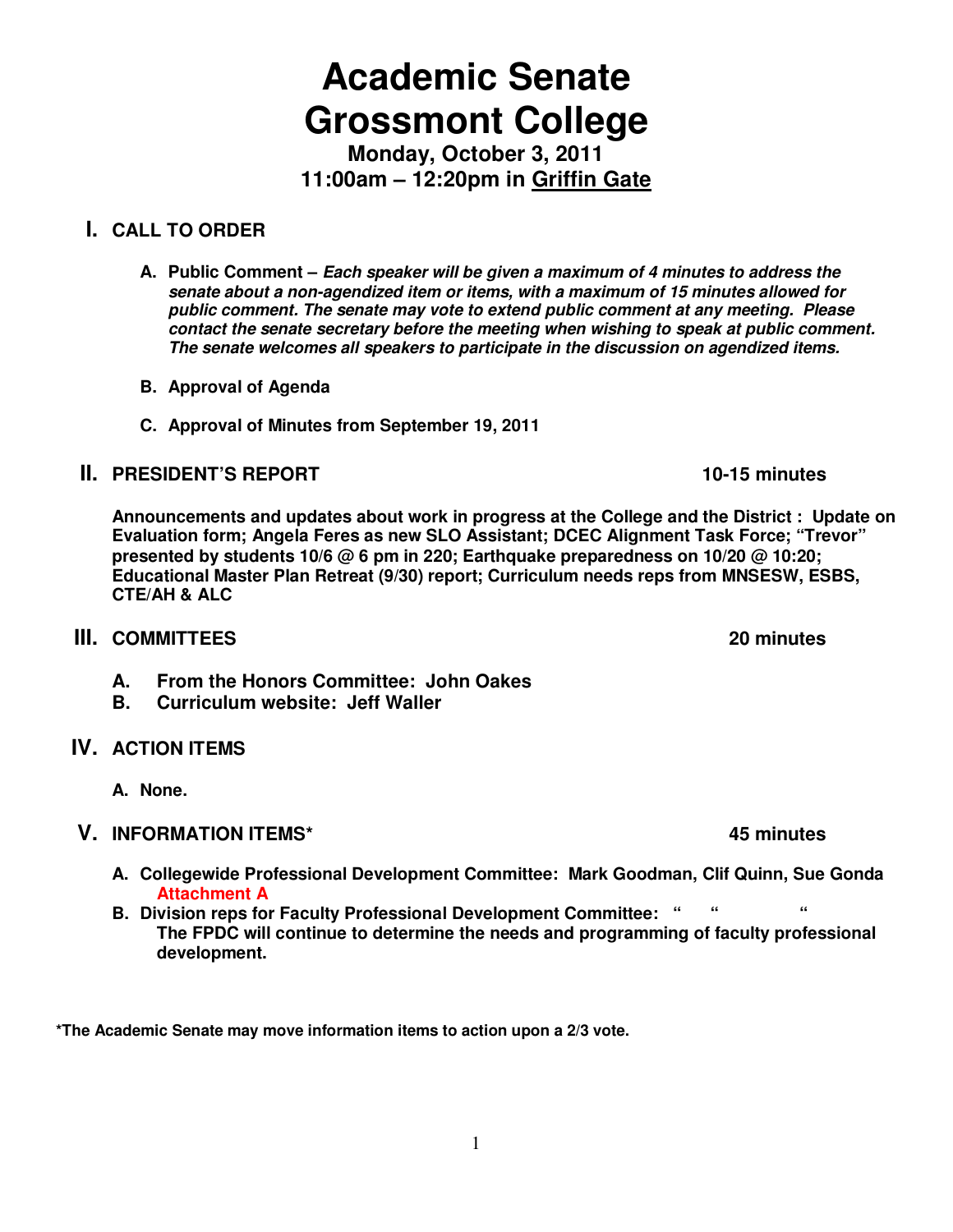# Academic Senate Grossmont College

**Monday, October 3, 2011**
**11:00am – 12:20pm in Griffin Gate**

## I. CALL TO ORDER

A. **Public Comment –** ***Each speaker will be given a maximum of 4 minutes to address the senate about a non-agendized item or items, with a maximum of 15 minutes allowed for public comment. The senate may vote to extend public comment at any meeting. Please contact the senate secretary before the meeting when wishing to speak at public comment. The senate welcomes all speakers to participate in the discussion on agendized items.***

B. **Approval of Agenda**

C. **Approval of Minutes from September 19, 2011**

## II. PRESIDENT'S REPORT — 10-15 minutes

**Announcements and updates about work in progress at the College and the District : Update on Evaluation form; Angela Feres as new SLO Assistant; DCEC Alignment Task Force; "Trevor" presented by students 10/6 @ 6 pm in 220; Earthquake preparedness on 10/20 @ 10:20; Educational Master Plan Retreat (9/30) report; Curriculum needs reps from MNSESW, ESBS, CTE/AH & ALC**

## III. COMMITTEES — 20 minutes

A. **From the Honors Committee: John Oakes**
B. **Curriculum website: Jeff Waller**

## IV. ACTION ITEMS

A. **None.**

## V. INFORMATION ITEMS* — 45 minutes

A. **Collegewide Professional Development Committee: Mark Goodman, Clif Quinn, Sue Gonda**
**Attachment A**

B. **Division reps for Faculty Professional Development Committee: " " "**
**The FPDC will continue to determine the needs and programming of faculty professional development.**

**\*The Academic Senate may move information items to action upon a 2/3 vote.**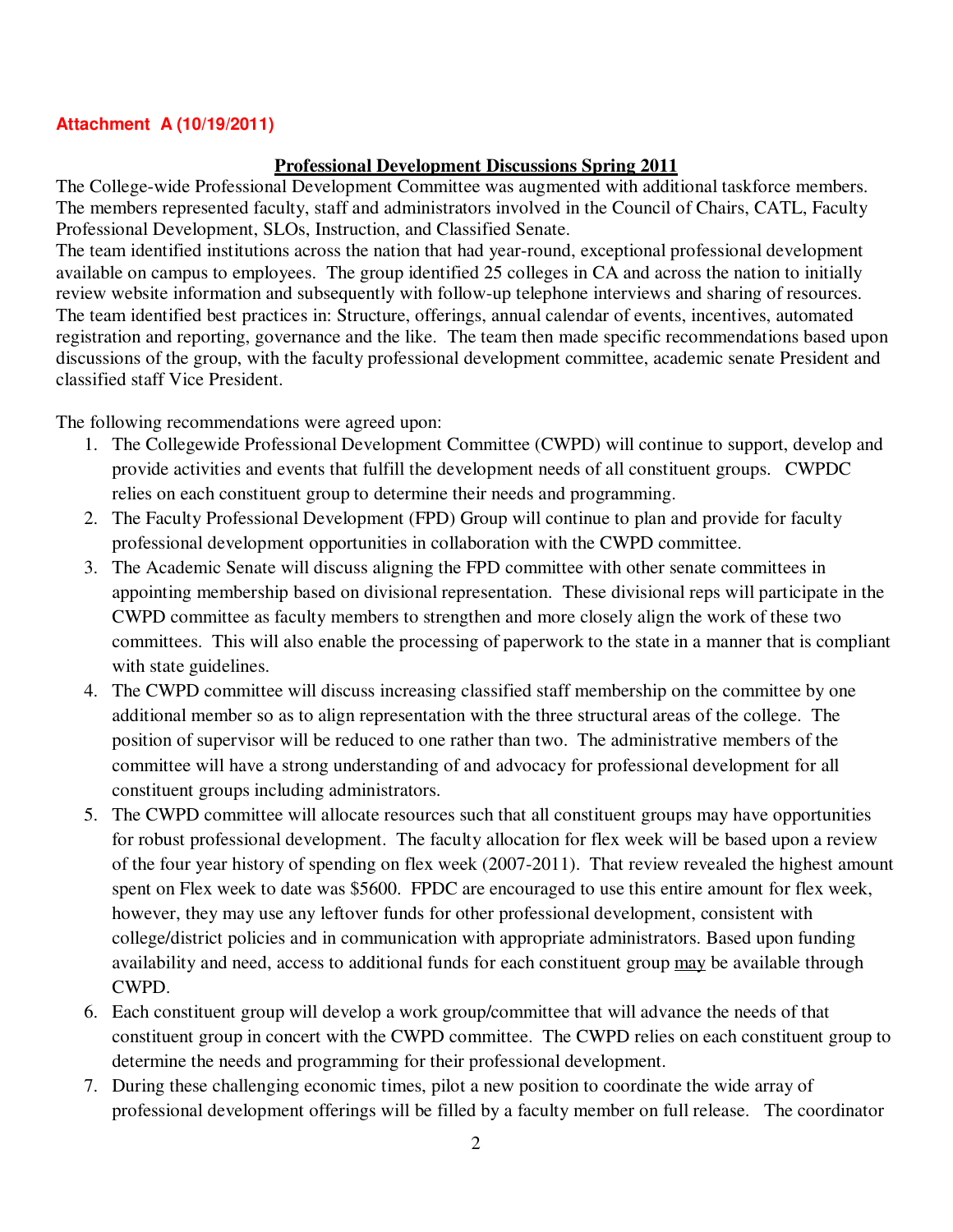**Attachment A (10/19/2011)**

## Professional Development Discussions Spring 2011

The College-wide Professional Development Committee was augmented with additional taskforce members. The members represented faculty, staff and administrators involved in the Council of Chairs, CATL, Faculty Professional Development, SLOs, Instruction, and Classified Senate.

The team identified institutions across the nation that had year-round, exceptional professional development available on campus to employees. The group identified 25 colleges in CA and across the nation to initially review website information and subsequently with follow-up telephone interviews and sharing of resources. The team identified best practices in: Structure, offerings, annual calendar of events, incentives, automated registration and reporting, governance and the like. The team then made specific recommendations based upon discussions of the group, with the faculty professional development committee, academic senate President and classified staff Vice President.

The following recommendations were agreed upon:

1. The Collegewide Professional Development Committee (CWPD) will continue to support, develop and provide activities and events that fulfill the development needs of all constituent groups. CWPDC relies on each constituent group to determine their needs and programming.
2. The Faculty Professional Development (FPD) Group will continue to plan and provide for faculty professional development opportunities in collaboration with the CWPD committee.
3. The Academic Senate will discuss aligning the FPD committee with other senate committees in appointing membership based on divisional representation. These divisional reps will participate in the CWPD committee as faculty members to strengthen and more closely align the work of these two committees. This will also enable the processing of paperwork to the state in a manner that is compliant with state guidelines.
4. The CWPD committee will discuss increasing classified staff membership on the committee by one additional member so as to align representation with the three structural areas of the college. The position of supervisor will be reduced to one rather than two. The administrative members of the committee will have a strong understanding of and advocacy for professional development for all constituent groups including administrators.
5. The CWPD committee will allocate resources such that all constituent groups may have opportunities for robust professional development. The faculty allocation for flex week will be based upon a review of the four year history of spending on flex week (2007-2011). That review revealed the highest amount spent on Flex week to date was $5600. FPDC are encouraged to use this entire amount for flex week, however, they may use any leftover funds for other professional development, consistent with college/district policies and in communication with appropriate administrators. Based upon funding availability and need, access to additional funds for each constituent group <u>may</u> be available through CWPD.
6. Each constituent group will develop a work group/committee that will advance the needs of that constituent group in concert with the CWPD committee. The CWPD relies on each constituent group to determine the needs and programming for their professional development.
7. During these challenging economic times, pilot a new position to coordinate the wide array of professional development offerings will be filled by a faculty member on full release. The coordinator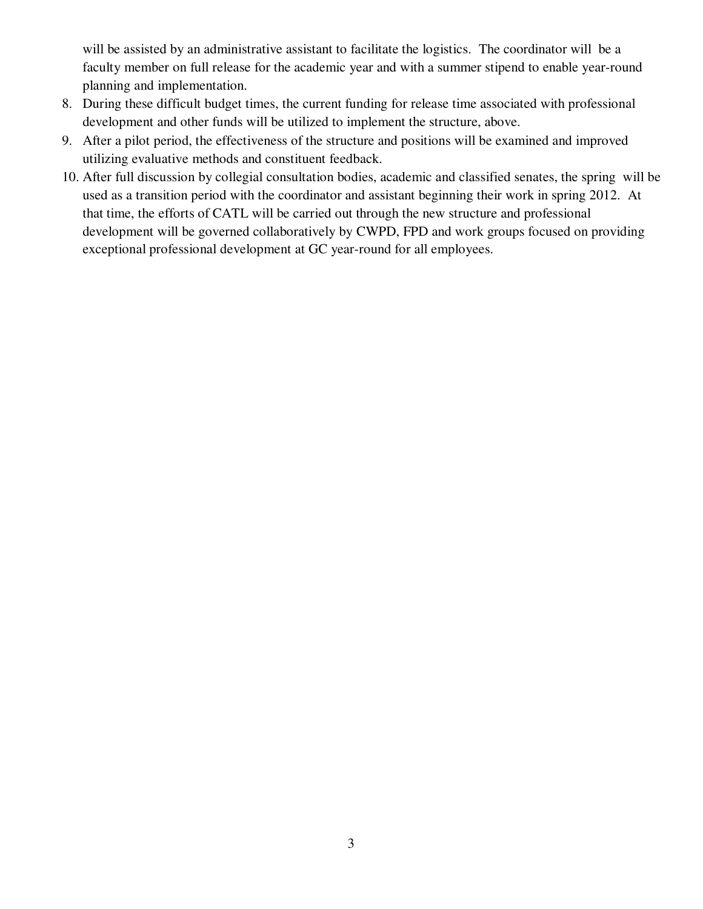will be assisted by an administrative assistant to facilitate the logistics. The coordinator will be a faculty member on full release for the academic year and with a summer stipend to enable year-round planning and implementation.

8. During these difficult budget times, the current funding for release time associated with professional development and other funds will be utilized to implement the structure, above.
9. After a pilot period, the effectiveness of the structure and positions will be examined and improved utilizing evaluative methods and constituent feedback.
10. After full discussion by collegial consultation bodies, academic and classified senates, the spring will be used as a transition period with the coordinator and assistant beginning their work in spring 2012. At that time, the efforts of CATL will be carried out through the new structure and professional development will be governed collaboratively by CWPD, FPD and work groups focused on providing exceptional professional development at GC year-round for all employees.